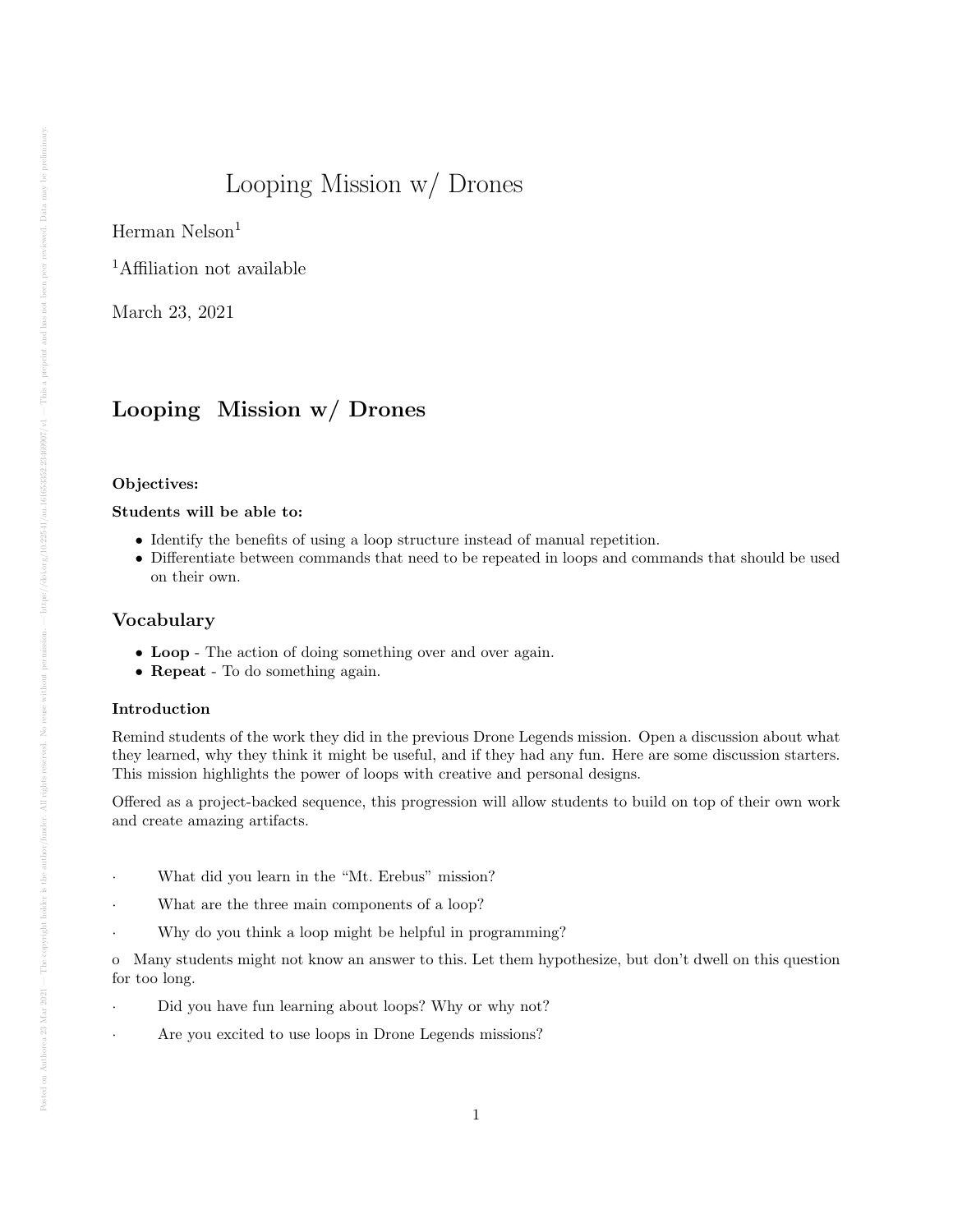# Looping Mission w/ Drones

Herman Nelson[1]

[1]Affiliation not available

March 23, 2021

## Looping  Mission w/ Drones

**Objectives:**

**Students will be able to:**

- Identify the benefits of using a loop structure instead of manual repetition.
- Differentiate between commands that need to be repeated in loops and commands that should be used on their own.

## Vocabulary

- **Loop** - The action of doing something over and over again.
- **Repeat** - To do something again.

**Introduction**

Remind students of the work they did in the previous Drone Legends mission. Open a discussion about what they learned, why they think it might be useful, and if they had any fun. Here are some discussion starters. This mission highlights the power of loops with creative and personal designs.

Offered as a project-backed sequence, this progression will allow students to build on top of their own work and create amazing artifacts.

· What did you learn in the "Mt. Erebus" mission?

· What are the three main components of a loop?

· Why do you think a loop might be helpful in programming?

o Many students might not know an answer to this. Let them hypothesize, but don't dwell on this question for too long.

· Did you have fun learning about loops? Why or why not?

· Are you excited to use loops in Drone Legends missions?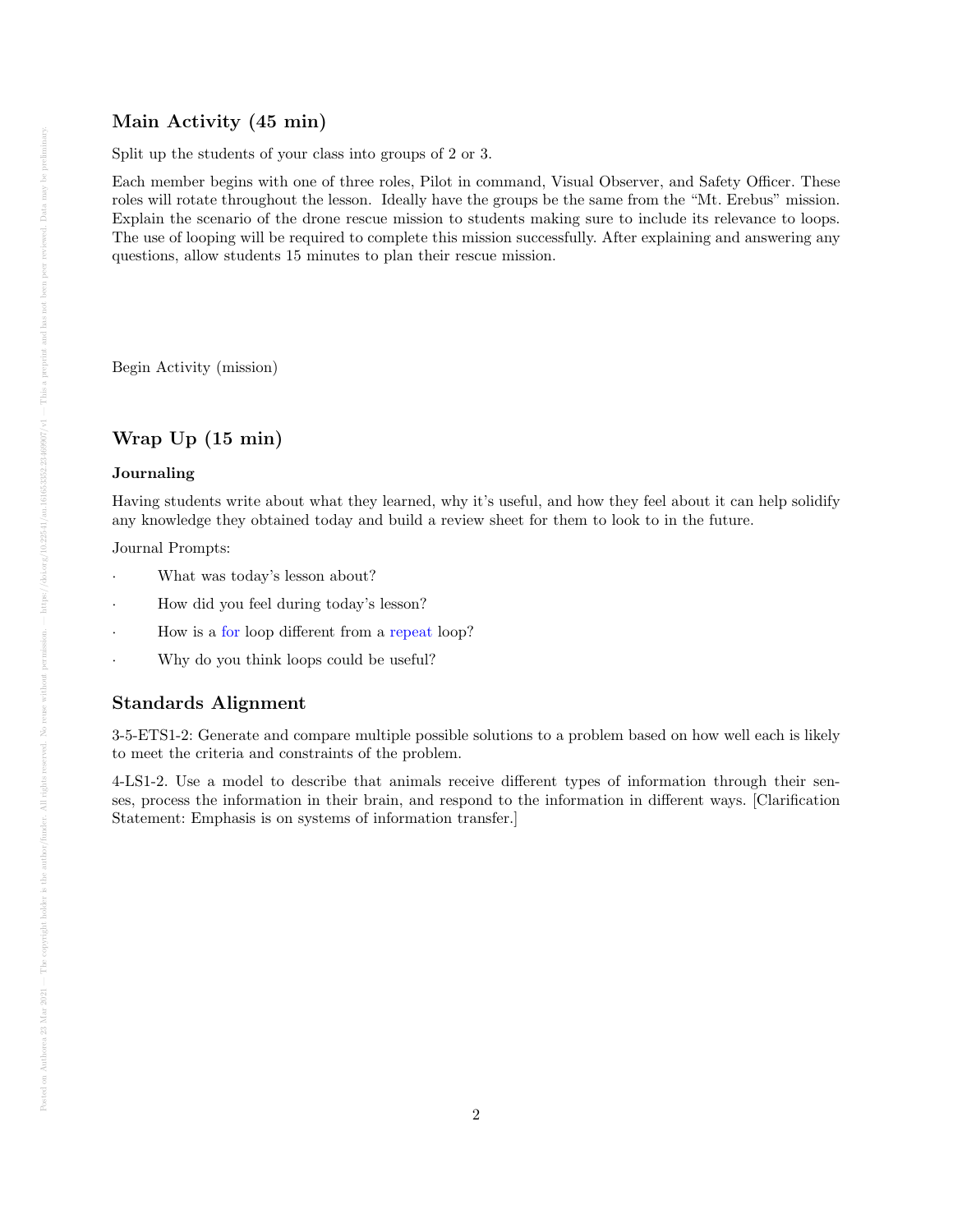## Main Activity (45 min)

Split up the students of your class into groups of 2 or 3.

Each member begins with one of three roles, Pilot in command, Visual Observer, and Safety Officer. These roles will rotate throughout the lesson. Ideally have the groups be the same from the "Mt. Erebus" mission. Explain the scenario of the drone rescue mission to students making sure to include its relevance to loops. The use of looping will be required to complete this mission successfully. After explaining and answering any questions, allow students 15 minutes to plan their rescue mission.

Begin Activity (mission)

## Wrap Up (15 min)

### Journaling

Having students write about what they learned, why it's useful, and how they feel about it can help solidify any knowledge they obtained today and build a review sheet for them to look to in the future.

Journal Prompts:

- What was today's lesson about?
- How did you feel during today's lesson?
- How is a for loop different from a repeat loop?
- Why do you think loops could be useful?

## Standards Alignment

3-5-ETS1-2: Generate and compare multiple possible solutions to a problem based on how well each is likely to meet the criteria and constraints of the problem.

4-LS1-2. Use a model to describe that animals receive different types of information through their senses, process the information in their brain, and respond to the information in different ways. [Clarification Statement: Emphasis is on systems of information transfer.]